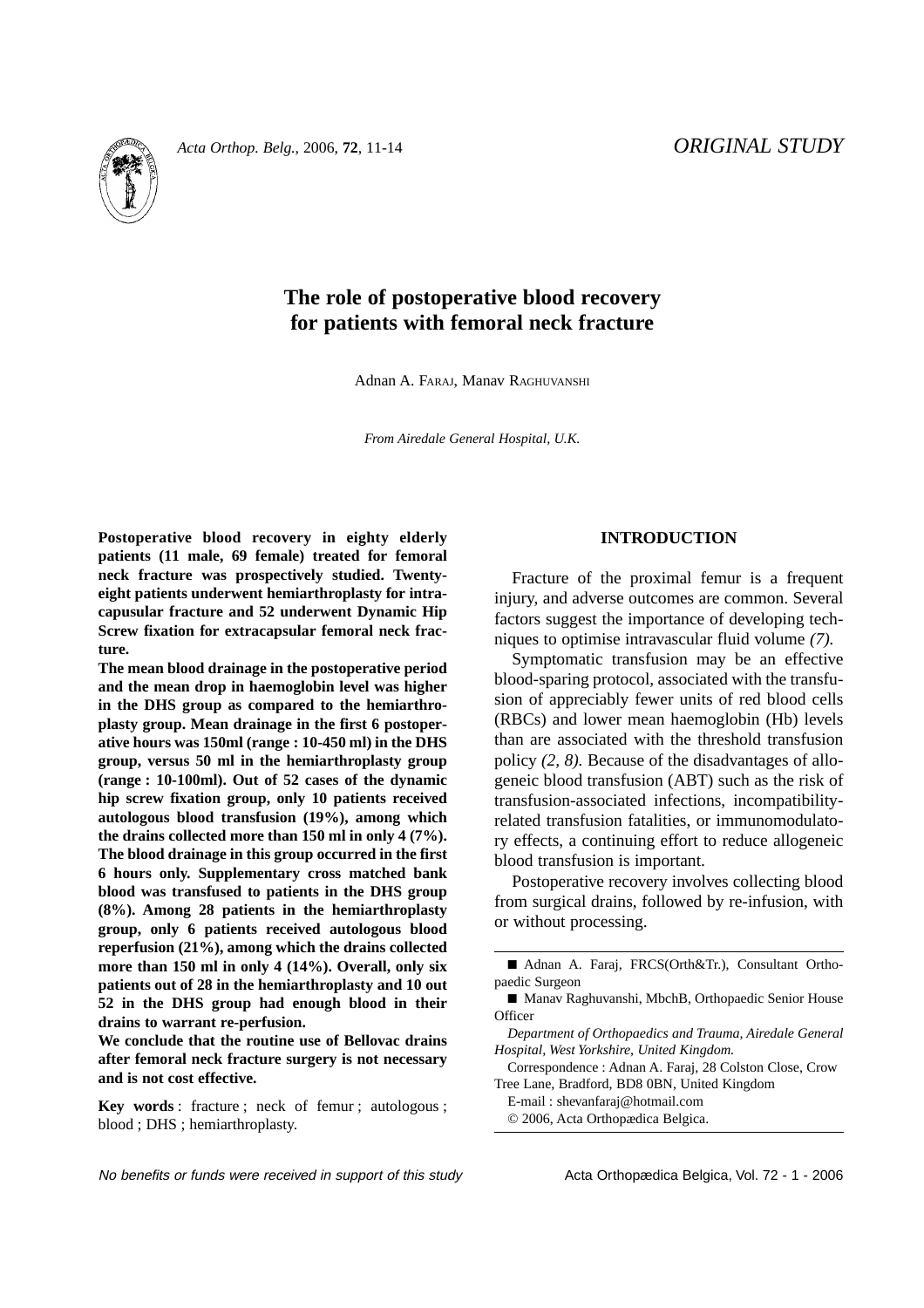ORIGINAL STUDY

# The role of postoperative blood recovery for patients with femoral neck fracture

Adnan A. FARAJ, Manav RAGHUVANSHI

*From Airedale General Hospital, U.K.*

**Postoperative blood recovery in eighty elderly patients (11 male, 69 female) treated for femoral neck fracture was prospectively studied. Twenty-eight patients underwent hemiarthroplasty for intracapsular fracture and 52 underwent Dynamic Hip Screw fixation for extracapsular femoral neck fracture.**

**The mean blood drainage in the postoperative period and the mean drop in haemoglobin level was higher in the DHS group as compared to the hemiarthroplasty group. Mean drainage in the first 6 postoperative hours was 150ml (range : 10-450 ml) in the DHS group, versus 50 ml in the hemiarthroplasty group (range : 10-100ml). Out of 52 cases of the dynamic hip screw fixation group, only 10 patients received autologous blood transfusion (19%), among which the drains collected more than 150 ml in only 4 (7%). The blood drainage in this group occurred in the first 6 hours only. Supplementary cross matched bank blood was transfused to patients in the DHS group (8%). Among 28 patients in the hemiarthroplasty group, only 6 patients received autologous blood reperfusion (21%), among which the drains collected more than 150 ml in only 4 (14%). Overall, only six patients out of 28 in the hemiarthroplasty and 10 out 52 in the DHS group had enough blood in their drains to warrant re-perfusion.**

**We conclude that the routine use of Bellovac drains after femoral neck fracture surgery is not necessary and is not cost effective.**

**Key words** : fracture ; neck of femur ; autologous ; blood ; DHS ; hemiarthroplasty.

## INTRODUCTION

Fracture of the proximal femur is a frequent injury, and adverse outcomes are common. Several factors suggest the importance of developing techniques to optimise intravascular fluid volume *(7)*.

Symptomatic transfusion may be an effective blood-sparing protocol, associated with the transfusion of appreciably fewer units of red blood cells (RBCs) and lower mean haemoglobin (Hb) levels than are associated with the threshold transfusion policy *(2, 8)*. Because of the disadvantages of allogeneic blood transfusion (ABT) such as the risk of transfusion-associated infections, incompatibility-related transfusion fatalities, or immunomodulatory effects, a continuing effort to reduce allogeneic blood transfusion is important.

Postoperative recovery involves collecting blood from surgical drains, followed by re-infusion, with or without processing.

---

■ Adnan A. Faraj, FRCS(Orth&Tr.), Consultant Orthopaedic Surgeon

■ Manav Raghuvanshi, MbchB, Orthopaedic Senior House Officer

*Department of Orthopaedics and Trauma, Airedale General Hospital, West Yorkshire, United Kingdom.*

Correspondence : Adnan A. Faraj, 28 Colston Close, Crow Tree Lane, Bradford, BD8 0BN, United Kingdom

E-mail : shevanfaraj@hotmail.com

© 2006, Acta Orthopædica Belgica.

---

*No benefits or funds were received in support of this study*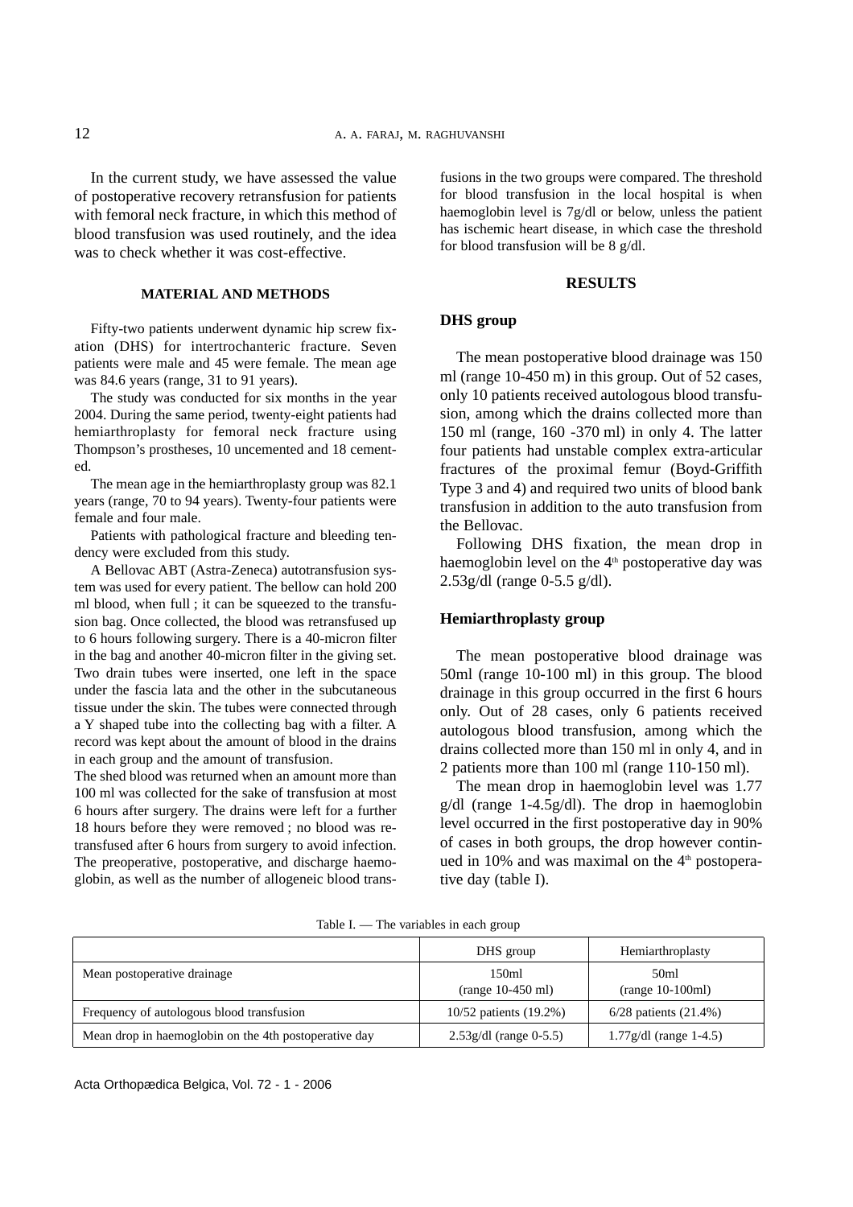In the current study, we have assessed the value of postoperative recovery retransfusion for patients with femoral neck fracture, in which this method of blood transfusion was used routinely, and the idea was to check whether it was cost-effective.

## MATERIAL AND METHODS

Fifty-two patients underwent dynamic hip screw fixation (DHS) for intertrochanteric fracture. Seven patients were male and 45 were female. The mean age was 84.6 years (range, 31 to 91 years).

The study was conducted for six months in the year 2004. During the same period, twenty-eight patients had hemiarthroplasty for femoral neck fracture using Thompson's prostheses, 10 uncemented and 18 cemented.

The mean age in the hemiarthroplasty group was 82.1 years (range, 70 to 94 years). Twenty-four patients were female and four male.

Patients with pathological fracture and bleeding tendency were excluded from this study.

A Bellovac ABT (Astra-Zeneca) autotransfusion system was used for every patient. The bellow can hold 200 ml blood, when full ; it can be squeezed to the transfusion bag. Once collected, the blood was retransfused up to 6 hours following surgery. There is a 40-micron filter in the bag and another 40-micron filter in the giving set. Two drain tubes were inserted, one left in the space under the fascia lata and the other in the subcutaneous tissue under the skin. The tubes were connected through a Y shaped tube into the collecting bag with a filter. A record was kept about the amount of blood in the drains in each group and the amount of transfusion.

The shed blood was returned when an amount more than 100 ml was collected for the sake of transfusion at most 6 hours after surgery. The drains were left for a further 18 hours before they were removed ; no blood was retransfused after 6 hours from surgery to avoid infection. The preoperative, postoperative, and discharge haemoglobin, as well as the number of allogeneic blood transfusions in the two groups were compared. The threshold for blood transfusion in the local hospital is when haemoglobin level is 7g/dl or below, unless the patient has ischemic heart disease, in which case the threshold for blood transfusion will be 8 g/dl.

## RESULTS

### DHS group

The mean postoperative blood drainage was 150 ml (range 10-450 m) in this group. Out of 52 cases, only 10 patients received autologous blood transfusion, among which the drains collected more than 150 ml (range, 160 -370 ml) in only 4. The latter four patients had unstable complex extra-articular fractures of the proximal femur (Boyd-Griffith Type 3 and 4) and required two units of blood bank transfusion in addition to the auto transfusion from the Bellovac.

Following DHS fixation, the mean drop in haemoglobin level on the 4th postoperative day was 2.53g/dl (range 0-5.5 g/dl).

### Hemiarthroplasty group

The mean postoperative blood drainage was 50ml (range 10-100 ml) in this group. The blood drainage in this group occurred in the first 6 hours only. Out of 28 cases, only 6 patients received autologous blood transfusion, among which the drains collected more than 150 ml in only 4, and in 2 patients more than 100 ml (range 110-150 ml).

The mean drop in haemoglobin level was 1.77 g/dl (range 1-4.5g/dl). The drop in haemoglobin level occurred in the first postoperative day in 90% of cases in both groups, the drop however continued in 10% and was maximal on the 4th postoperative day (table I).

Table I. — The variables in each group

| | DHS group | Hemiarthroplasty |
|---|---|---|
| Mean postoperative drainage | 150ml (range 10-450 ml) | 50ml (range 10-100ml) |
| Frequency of autologous blood transfusion | 10/52 patients (19.2%) | 6/28 patients (21.4%) |
| Mean drop in haemoglobin on the 4th postoperative day | 2.53g/dl (range 0-5.5) | 1.77g/dl (range 1-4.5) |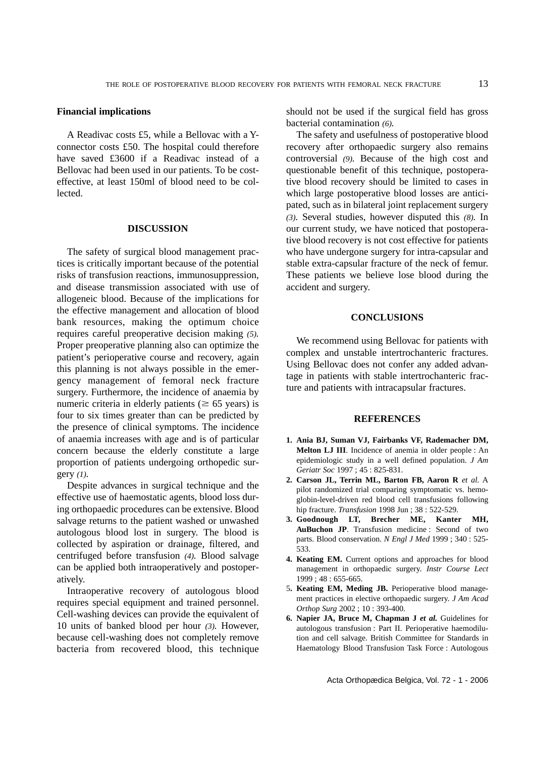## Financial implications

A Readivac costs £5, while a Bellovac with a Y-connector costs £50. The hospital could therefore have saved £3600 if a Readivac instead of a Bellovac had been used in our patients. To be cost-effective, at least 150ml of blood need to be collected.

## DISCUSSION

The safety of surgical blood management practices is critically important because of the potential risks of transfusion reactions, immunosuppression, and disease transmission associated with use of allogeneic blood. Because of the implications for the effective management and allocation of blood bank resources, making the optimum choice requires careful preoperative decision making *(5).* Proper preoperative planning also can optimize the patient's perioperative course and recovery, again this planning is not always possible in the emergency management of femoral neck fracture surgery. Furthermore, the incidence of anaemia by numeric criteria in elderly patients ($\geq$ 65 years) is four to six times greater than can be predicted by the presence of clinical symptoms. The incidence of anaemia increases with age and is of particular concern because the elderly constitute a large proportion of patients undergoing orthopedic surgery *(1).*

Despite advances in surgical technique and the effective use of haemostatic agents, blood loss during orthopaedic procedures can be extensive. Blood salvage returns to the patient washed or unwashed autologous blood lost in surgery. The blood is collected by aspiration or drainage, filtered, and centrifuged before transfusion *(4).* Blood salvage can be applied both intraoperatively and postoperatively.

Intraoperative recovery of autologous blood requires special equipment and trained personnel. Cell-washing devices can provide the equivalent of 10 units of banked blood per hour *(3).* However, because cell-washing does not completely remove bacteria from recovered blood, this technique should not be used if the surgical field has gross bacterial contamination *(6).*

The safety and usefulness of postoperative blood recovery after orthopaedic surgery also remains controversial *(9).* Because of the high cost and questionable benefit of this technique, postoperative blood recovery should be limited to cases in which large postoperative blood losses are anticipated, such as in bilateral joint replacement surgery *(3).* Several studies, however disputed this *(8).* In our current study, we have noticed that postoperative blood recovery is not cost effective for patients who have undergone surgery for intra-capsular and stable extra-capsular fracture of the neck of femur. These patients we believe lose blood during the accident and surgery.

## CONCLUSIONS

We recommend using Bellovac for patients with complex and unstable intertrochanteric fractures. Using Bellovac does not confer any added advantage in patients with stable intertrochanteric fracture and patients with intracapsular fractures.

## REFERENCES

1. **Ania BJ, Suman VJ, Fairbanks VF, Rademacher DM, Melton LJ III**. Incidence of anemia in older people : An epidemiologic study in a well defined population. *J Am Geriatr Soc* 1997 ; 45 : 825-831.
2. **Carson JL, Terrin ML, Barton FB, Aaron R** *et al*. A pilot randomized trial comparing symptomatic vs. hemoglobin-level-driven red blood cell transfusions following hip fracture. *Transfusion* 1998 Jun ; 38 : 522-529.
3. **Goodnough LT, Brecher ME, Kanter MH, AuBuchon JP**. Transfusion medicine : Second of two parts. Blood conservation. *N Engl J Med* 1999 ; 340 : 525-533.
4. **Keating EM.** Current options and approaches for blood management in orthopaedic surgery. *Instr Course Lect* 1999 ; 48 : 655-665.
5. **Keating EM, Meding JB.** Perioperative blood management practices in elective orthopaedic surgery. *J Am Acad Orthop Surg* 2002 ; 10 : 393-400.
6. **Napier JA, Bruce M, Chapman J** ***et al.*** Guidelines for autologous transfusion : Part II. Perioperative haemodilution and cell salvage. British Committee for Standards in Haematology Blood Transfusion Task Force : Autologous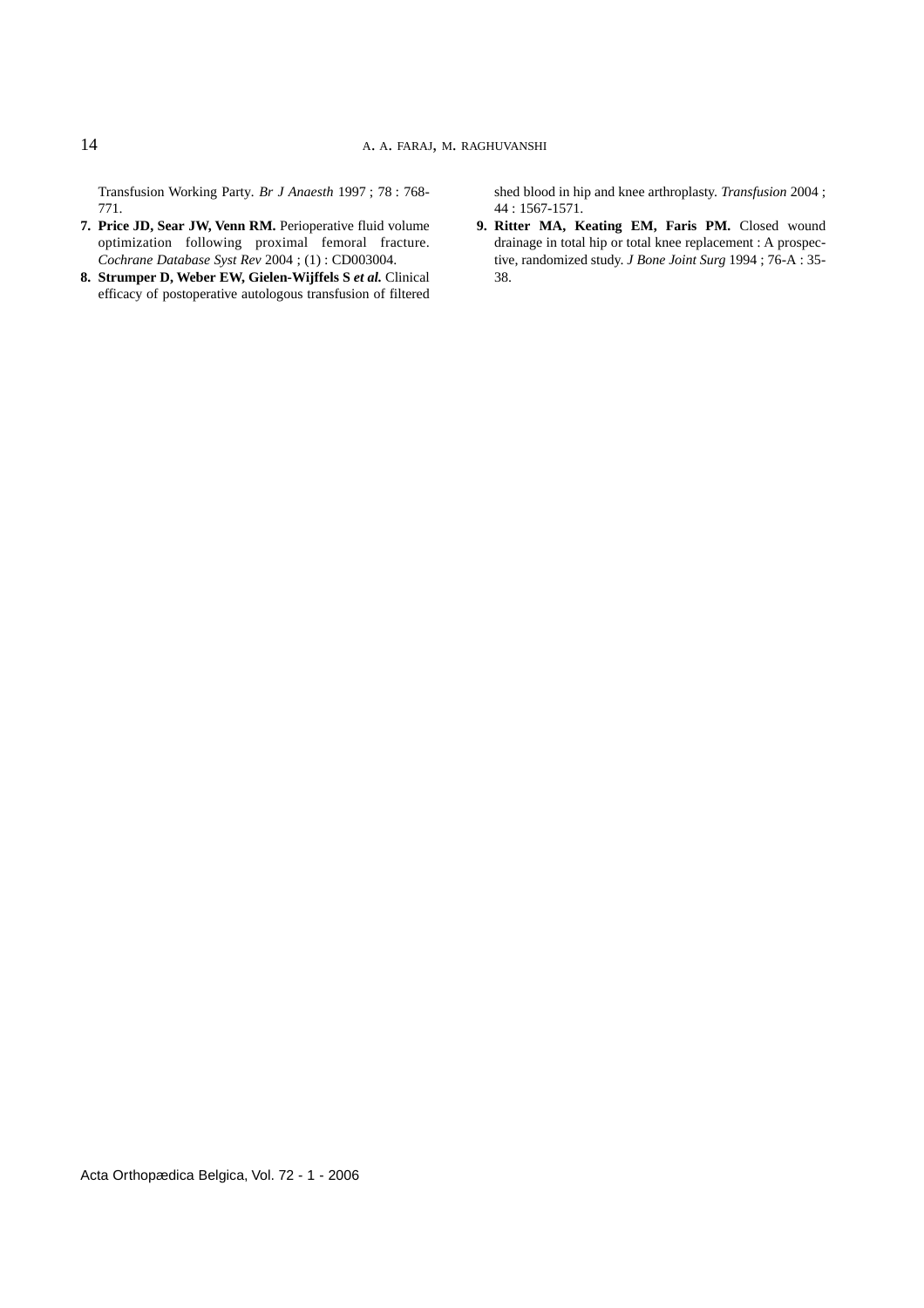Transfusion Working Party. *Br J Anaesth* 1997 ; 78 : 768-771.

7. **Price JD, Sear JW, Venn RM.** Perioperative fluid volume optimization following proximal femoral fracture. *Cochrane Database Syst Rev* 2004 ; (1) : CD003004.
8. **Strumper D, Weber EW, Gielen-Wijffels S *et al.*** Clinical efficacy of postoperative autologous transfusion of filtered shed blood in hip and knee arthroplasty. *Transfusion* 2004 ; 44 : 1567-1571.
9. **Ritter MA, Keating EM, Faris PM.** Closed wound drainage in total hip or total knee replacement : A prospective, randomized study. *J Bone Joint Surg* 1994 ; 76-A : 35-38.